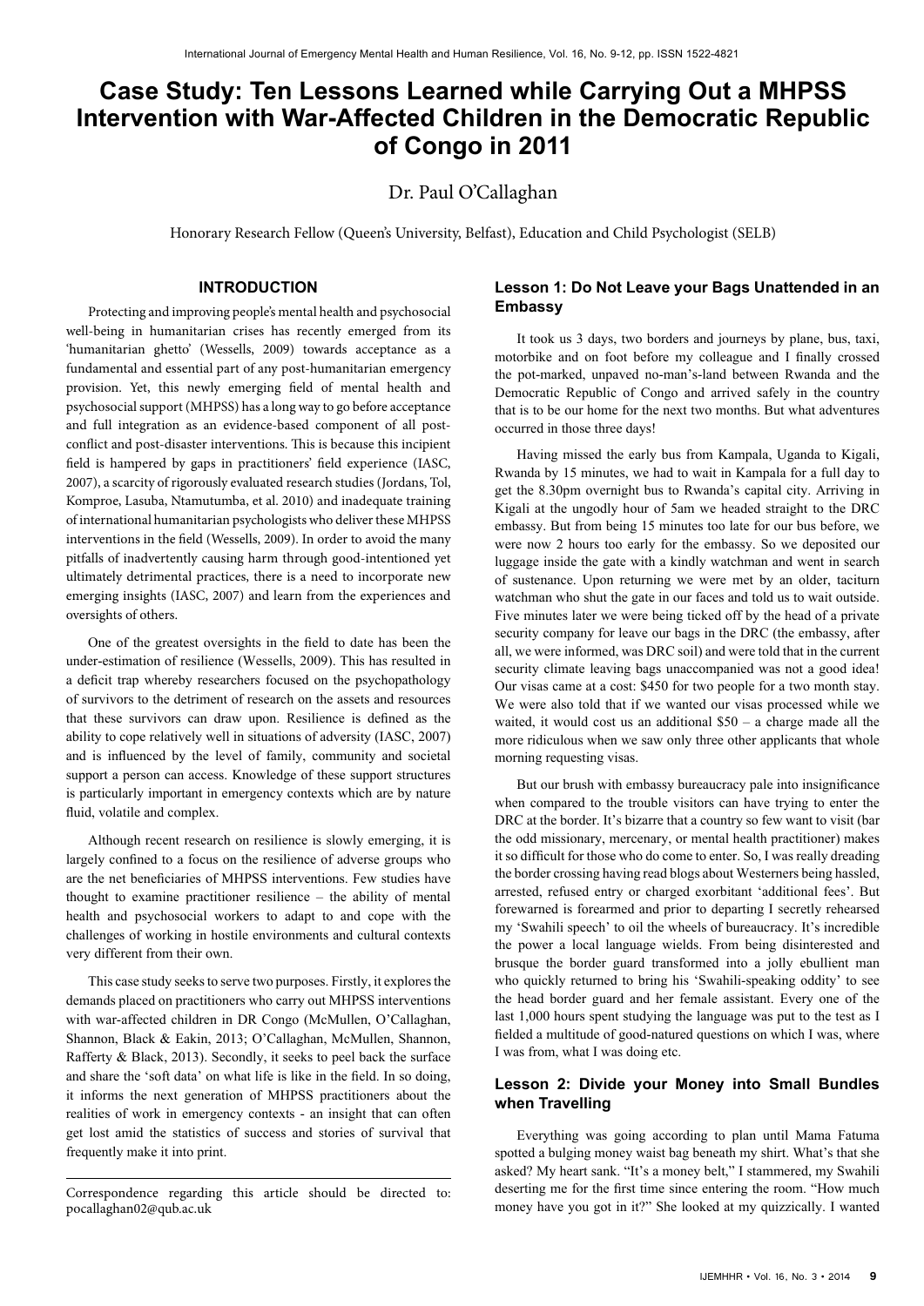# Case Study: Ten Lessons Learned while Carrying Out a MHPSS Intervention with War-Affected Children in the Democratic Republic of Congo in 2011

Dr. Paul O'Callaghan

Honorary Research Fellow (Queen's University, Belfast), Education and Child Psychologist (SELB)

## INTRODUCTION

Protecting and improving people's mental health and psychosocial well-being in humanitarian crises has recently emerged from its 'humanitarian ghetto' (Wessells, 2009) towards acceptance as a fundamental and essential part of any post-humanitarian emergency provision. Yet, this newly emerging field of mental health and psychosocial support (MHPSS) has a long way to go before acceptance and full integration as an evidence-based component of all post-conflict and post-disaster interventions. This is because this incipient field is hampered by gaps in practitioners' field experience (IASC, 2007), a scarcity of rigorously evaluated research studies (Jordans, Tol, Komproe, Lasuba, Ntamutumba, et al. 2010) and inadequate training of international humanitarian psychologists who deliver these MHPSS interventions in the field (Wessells, 2009). In order to avoid the many pitfalls of inadvertently causing harm through good-intentioned yet ultimately detrimental practices, there is a need to incorporate new emerging insights (IASC, 2007) and learn from the experiences and oversights of others.

One of the greatest oversights in the field to date has been the under-estimation of resilience (Wessells, 2009). This has resulted in a deficit trap whereby researchers focused on the psychopathology of survivors to the detriment of research on the assets and resources that these survivors can draw upon. Resilience is defined as the ability to cope relatively well in situations of adversity (IASC, 2007) and is influenced by the level of family, community and societal support a person can access. Knowledge of these support structures is particularly important in emergency contexts which are by nature fluid, volatile and complex.

Although recent research on resilience is slowly emerging, it is largely confined to a focus on the resilience of adverse groups who are the net beneficiaries of MHPSS interventions. Few studies have thought to examine practitioner resilience – the ability of mental health and psychosocial workers to adapt to and cope with the challenges of working in hostile environments and cultural contexts very different from their own.

This case study seeks to serve two purposes. Firstly, it explores the demands placed on practitioners who carry out MHPSS interventions with war-affected children in DR Congo (McMullen, O'Callaghan, Shannon, Black & Eakin, 2013; O'Callaghan, McMullen, Shannon, Rafferty & Black, 2013). Secondly, it seeks to peel back the surface and share the 'soft data' on what life is like in the field. In so doing, it informs the next generation of MHPSS practitioners about the realities of work in emergency contexts - an insight that can often get lost amid the statistics of success and stories of survival that frequently make it into print.

Correspondence regarding this article should be directed to: pocallaghan02@qub.ac.uk

### Lesson 1: Do Not Leave your Bags Unattended in an Embassy

It took us 3 days, two borders and journeys by plane, bus, taxi, motorbike and on foot before my colleague and I finally crossed the pot-marked, unpaved no-man's-land between Rwanda and the Democratic Republic of Congo and arrived safely in the country that is to be our home for the next two months. But what adventures occurred in those three days!

Having missed the early bus from Kampala, Uganda to Kigali, Rwanda by 15 minutes, we had to wait in Kampala for a full day to get the 8.30pm overnight bus to Rwanda's capital city. Arriving in Kigali at the ungodly hour of 5am we headed straight to the DRC embassy. But from being 15 minutes too late for our bus before, we were now 2 hours too early for the embassy. So we deposited our luggage inside the gate with a kindly watchman and went in search of sustenance. Upon returning we were met by an older, taciturn watchman who shut the gate in our faces and told us to wait outside. Five minutes later we were being ticked off by the head of a private security company for leave our bags in the DRC (the embassy, after all, we were informed, was DRC soil) and were told that in the current security climate leaving bags unaccompanied was not a good idea! Our visas came at a cost: $450 for two people for a two month stay. We were also told that if we wanted our visas processed while we waited, it would cost us an additional $50 – a charge made all the more ridiculous when we saw only three other applicants that whole morning requesting visas.

But our brush with embassy bureaucracy pale into insignificance when compared to the trouble visitors can have trying to enter the DRC at the border. It's bizarre that a country so few want to visit (bar the odd missionary, mercenary, or mental health practitioner) makes it so difficult for those who do come to enter. So, I was really dreading the border crossing having read blogs about Westerners being hassled, arrested, refused entry or charged exorbitant 'additional fees'. But forewarned is forearmed and prior to departing I secretly rehearsed my 'Swahili speech' to oil the wheels of bureaucracy. It's incredible the power a local language wields. From being disinterested and brusque the border guard transformed into a jolly ebullient man who quickly returned to bring his 'Swahili-speaking oddity' to see the head border guard and her female assistant. Every one of the last 1,000 hours spent studying the language was put to the test as I fielded a multitude of good-natured questions on which I was, where I was from, what I was doing etc.

### Lesson 2: Divide your Money into Small Bundles when Travelling

Everything was going according to plan until Mama Fatuma spotted a bulging money waist bag beneath my shirt. What's that she asked? My heart sank. "It's a money belt," I stammered, my Swahili deserting me for the first time since entering the room. "How much money have you got in it?" She looked at my quizzically. I wanted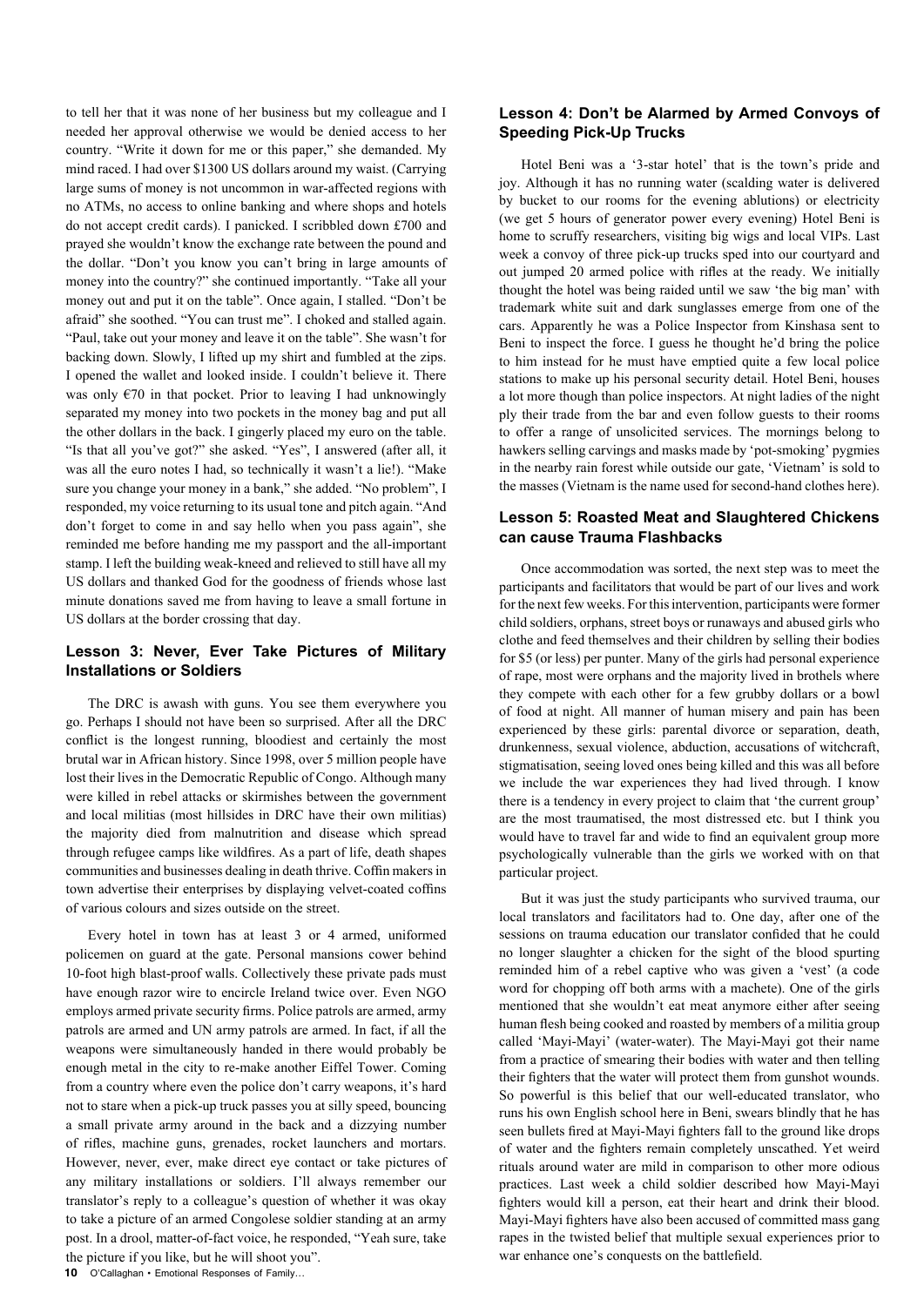to tell her that it was none of her business but my colleague and I needed her approval otherwise we would be denied access to her country. "Write it down for me or this paper," she demanded. My mind raced. I had over $1300 US dollars around my waist. (Carrying large sums of money is not uncommon in war-affected regions with no ATMs, no access to online banking and where shops and hotels do not accept credit cards). I panicked. I scribbled down £700 and prayed she wouldn't know the exchange rate between the pound and the dollar. "Don't you know you can't bring in large amounts of money into the country?" she continued importantly. "Take all your money out and put it on the table". Once again, I stalled. "Don't be afraid" she soothed. "You can trust me". I choked and stalled again. "Paul, take out your money and leave it on the table". She wasn't for backing down. Slowly, I lifted up my shirt and fumbled at the zips. I opened the wallet and looked inside. I couldn't believe it. There was only €70 in that pocket. Prior to leaving I had unknowingly separated my money into two pockets in the money bag and put all the other dollars in the back. I gingerly placed my euro on the table. "Is that all you've got?" she asked. "Yes", I answered (after all, it was all the euro notes I had, so technically it wasn't a lie!). "Make sure you change your money in a bank," she added. "No problem", I responded, my voice returning to its usual tone and pitch again. "And don't forget to come in and say hello when you pass again", she reminded me before handing me my passport and the all-important stamp. I left the building weak-kneed and relieved to still have all my US dollars and thanked God for the goodness of friends whose last minute donations saved me from having to leave a small fortune in US dollars at the border crossing that day.

### Lesson 3: Never, Ever Take Pictures of Military Installations or Soldiers

The DRC is awash with guns. You see them everywhere you go. Perhaps I should not have been so surprised. After all the DRC conflict is the longest running, bloodiest and certainly the most brutal war in African history. Since 1998, over 5 million people have lost their lives in the Democratic Republic of Congo. Although many were killed in rebel attacks or skirmishes between the government and local militias (most hillsides in DRC have their own militias) the majority died from malnutrition and disease which spread through refugee camps like wildfires. As a part of life, death shapes communities and businesses dealing in death thrive. Coffin makers in town advertise their enterprises by displaying velvet-coated coffins of various colours and sizes outside on the street.

Every hotel in town has at least 3 or 4 armed, uniformed policemen on guard at the gate. Personal mansions cower behind 10-foot high blast-proof walls. Collectively these private pads must have enough razor wire to encircle Ireland twice over. Even NGO employs armed private security firms. Police patrols are armed, army patrols are armed and UN army patrols are armed. In fact, if all the weapons were simultaneously handed in there would probably be enough metal in the city to re-make another Eiffel Tower. Coming from a country where even the police don't carry weapons, it's hard not to stare when a pick-up truck passes you at silly speed, bouncing a small private army around in the back and a dizzying number of rifles, machine guns, grenades, rocket launchers and mortars. However, never, ever, make direct eye contact or take pictures of any military installations or soldiers. I'll always remember our translator's reply to a colleague's question of whether it was okay to take a picture of an armed Congolese soldier standing at an army post. In a drool, matter-of-fact voice, he responded, "Yeah sure, take the picture if you like, but he will shoot you".

### Lesson 4: Don't be Alarmed by Armed Convoys of Speeding Pick-Up Trucks

Hotel Beni was a '3-star hotel' that is the town's pride and joy. Although it has no running water (scalding water is delivered by bucket to our rooms for the evening ablutions) or electricity (we get 5 hours of generator power every evening) Hotel Beni is home to scruffy researchers, visiting big wigs and local VIPs. Last week a convoy of three pick-up trucks sped into our courtyard and out jumped 20 armed police with rifles at the ready. We initially thought the hotel was being raided until we saw 'the big man' with trademark white suit and dark sunglasses emerge from one of the cars. Apparently he was a Police Inspector from Kinshasa sent to Beni to inspect the force. I guess he thought he'd bring the police to him instead for he must have emptied quite a few local police stations to make up his personal security detail. Hotel Beni, houses a lot more though than police inspectors. At night ladies of the night ply their trade from the bar and even follow guests to their rooms to offer a range of unsolicited services. The mornings belong to hawkers selling carvings and masks made by 'pot-smoking' pygmies in the nearby rain forest while outside our gate, 'Vietnam' is sold to the masses (Vietnam is the name used for second-hand clothes here).

### Lesson 5: Roasted Meat and Slaughtered Chickens can cause Trauma Flashbacks

Once accommodation was sorted, the next step was to meet the participants and facilitators that would be part of our lives and work for the next few weeks. For this intervention, participants were former child soldiers, orphans, street boys or runaways and abused girls who clothe and feed themselves and their children by selling their bodies for $5 (or less) per punter. Many of the girls had personal experience of rape, most were orphans and the majority lived in brothels where they compete with each other for a few grubby dollars or a bowl of food at night. All manner of human misery and pain has been experienced by these girls: parental divorce or separation, death, drunkenness, sexual violence, abduction, accusations of witchcraft, stigmatisation, seeing loved ones being killed and this was all before we include the war experiences they had lived through. I know there is a tendency in every project to claim that 'the current group' are the most traumatised, the most distressed etc. but I think you would have to travel far and wide to find an equivalent group more psychologically vulnerable than the girls we worked with on that particular project.

But it was just the study participants who survived trauma, our local translators and facilitators had to. One day, after one of the sessions on trauma education our translator confided that he could no longer slaughter a chicken for the sight of the blood spurting reminded him of a rebel captive who was given a 'vest' (a code word for chopping off both arms with a machete). One of the girls mentioned that she wouldn't eat meat anymore either after seeing human flesh being cooked and roasted by members of a militia group called 'Mayi-Mayi' (water-water). The Mayi-Mayi got their name from a practice of smearing their bodies with water and then telling their fighters that the water will protect them from gunshot wounds. So powerful is this belief that our well-educated translator, who runs his own English school here in Beni, swears blindly that he has seen bullets fired at Mayi-Mayi fighters fall to the ground like drops of water and the fighters remain completely unscathed. Yet weird rituals around water are mild in comparison to other more odious practices. Last week a child soldier described how Mayi-Mayi fighters would kill a person, eat their heart and drink their blood. Mayi-Mayi fighters have also been accused of committed mass gang rapes in the twisted belief that multiple sexual experiences prior to war enhance one's conquests on the battlefield.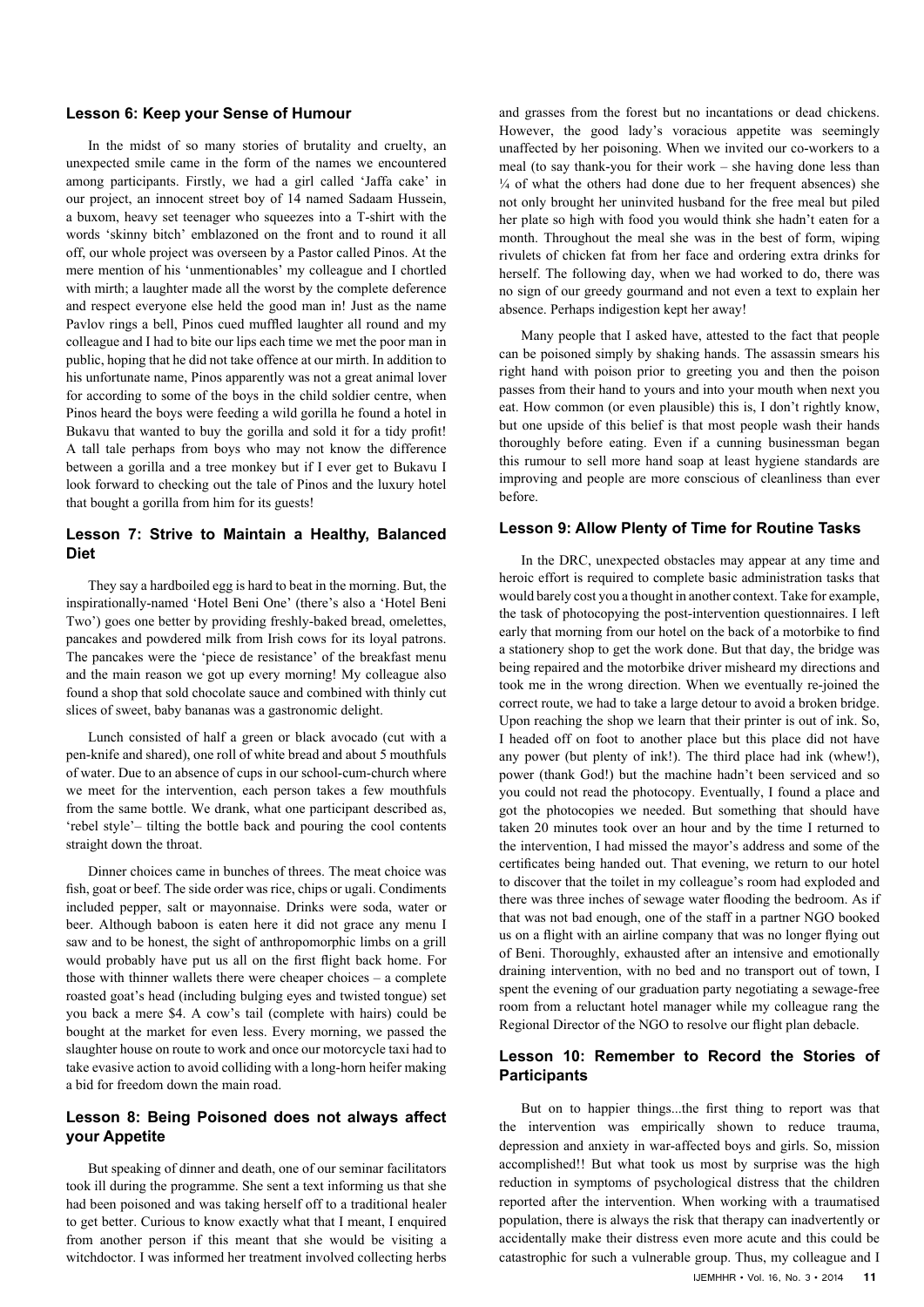### Lesson 6: Keep your Sense of Humour

In the midst of so many stories of brutality and cruelty, an unexpected smile came in the form of the names we encountered among participants. Firstly, we had a girl called 'Jaffa cake' in our project, an innocent street boy of 14 named Sadaam Hussein, a buxom, heavy set teenager who squeezes into a T-shirt with the words 'skinny bitch' emblazoned on the front and to round it all off, our whole project was overseen by a Pastor called Pinos. At the mere mention of his 'unmentionables' my colleague and I chortled with mirth; a laughter made all the worst by the complete deference and respect everyone else held the good man in! Just as the name Pavlov rings a bell, Pinos cued muffled laughter all round and my colleague and I had to bite our lips each time we met the poor man in public, hoping that he did not take offence at our mirth. In addition to his unfortunate name, Pinos apparently was not a great animal lover for according to some of the boys in the child soldier centre, when Pinos heard the boys were feeding a wild gorilla he found a hotel in Bukavu that wanted to buy the gorilla and sold it for a tidy profit! A tall tale perhaps from boys who may not know the difference between a gorilla and a tree monkey but if I ever get to Bukavu I look forward to checking out the tale of Pinos and the luxury hotel that bought a gorilla from him for its guests!

### Lesson 7: Strive to Maintain a Healthy, Balanced Diet

They say a hardboiled egg is hard to beat in the morning. But, the inspirationally-named 'Hotel Beni One' (there's also a 'Hotel Beni Two') goes one better by providing freshly-baked bread, omelettes, pancakes and powdered milk from Irish cows for its loyal patrons. The pancakes were the 'piece de resistance' of the breakfast menu and the main reason we got up every morning! My colleague also found a shop that sold chocolate sauce and combined with thinly cut slices of sweet, baby bananas was a gastronomic delight.

Lunch consisted of half a green or black avocado (cut with a pen-knife and shared), one roll of white bread and about 5 mouthfuls of water. Due to an absence of cups in our school-cum-church where we meet for the intervention, each person takes a few mouthfuls from the same bottle. We drank, what one participant described as, 'rebel style'– tilting the bottle back and pouring the cool contents straight down the throat.

Dinner choices came in bunches of threes. The meat choice was fish, goat or beef. The side order was rice, chips or ugali. Condiments included pepper, salt or mayonnaise. Drinks were soda, water or beer. Although baboon is eaten here it did not grace any menu I saw and to be honest, the sight of anthropomorphic limbs on a grill would probably have put us all on the first flight back home. For those with thinner wallets there were cheaper choices – a complete roasted goat's head (including bulging eyes and twisted tongue) set you back a mere $4. A cow's tail (complete with hairs) could be bought at the market for even less. Every morning, we passed the slaughter house on route to work and once our motorcycle taxi had to take evasive action to avoid colliding with a long-horn heifer making a bid for freedom down the main road.

### Lesson 8: Being Poisoned does not always affect your Appetite

But speaking of dinner and death, one of our seminar facilitators took ill during the programme. She sent a text informing us that she had been poisoned and was taking herself off to a traditional healer to get better. Curious to know exactly what that I meant, I enquired from another person if this meant that she would be visiting a witchdoctor. I was informed her treatment involved collecting herbs and grasses from the forest but no incantations or dead chickens. However, the good lady's voracious appetite was seemingly unaffected by her poisoning. When we invited our co-workers to a meal (to say thank-you for their work – she having done less than ¼ of what the others had done due to her frequent absences) she not only brought her uninvited husband for the free meal but piled her plate so high with food you would think she hadn't eaten for a month. Throughout the meal she was in the best of form, wiping rivulets of chicken fat from her face and ordering extra drinks for herself. The following day, when we had worked to do, there was no sign of our greedy gourmand and not even a text to explain her absence. Perhaps indigestion kept her away!

Many people that I asked have, attested to the fact that people can be poisoned simply by shaking hands. The assassin smears his right hand with poison prior to greeting you and then the poison passes from their hand to yours and into your mouth when next you eat. How common (or even plausible) this is, I don't rightly know, but one upside of this belief is that most people wash their hands thoroughly before eating. Even if a cunning businessman began this rumour to sell more hand soap at least hygiene standards are improving and people are more conscious of cleanliness than ever before.

### Lesson 9: Allow Plenty of Time for Routine Tasks

In the DRC, unexpected obstacles may appear at any time and heroic effort is required to complete basic administration tasks that would barely cost you a thought in another context. Take for example, the task of photocopying the post-intervention questionnaires. I left early that morning from our hotel on the back of a motorbike to find a stationery shop to get the work done. But that day, the bridge was being repaired and the motorbike driver misheard my directions and took me in the wrong direction. When we eventually re-joined the correct route, we had to take a large detour to avoid a broken bridge. Upon reaching the shop we learn that their printer is out of ink. So, I headed off on foot to another place but this place did not have any power (but plenty of ink!). The third place had ink (whew!), power (thank God!) but the machine hadn't been serviced and so you could not read the photocopy. Eventually, I found a place and got the photocopies we needed. But something that should have taken 20 minutes took over an hour and by the time I returned to the intervention, I had missed the mayor's address and some of the certificates being handed out. That evening, we return to our hotel to discover that the toilet in my colleague's room had exploded and there was three inches of sewage water flooding the bedroom. As if that was not bad enough, one of the staff in a partner NGO booked us on a flight with an airline company that was no longer flying out of Beni. Thoroughly, exhausted after an intensive and emotionally draining intervention, with no bed and no transport out of town, I spent the evening of our graduation party negotiating a sewage-free room from a reluctant hotel manager while my colleague rang the Regional Director of the NGO to resolve our flight plan debacle.

### Lesson 10: Remember to Record the Stories of Participants

But on to happier things...the first thing to report was that the intervention was empirically shown to reduce trauma, depression and anxiety in war-affected boys and girls. So, mission accomplished!! But what took us most by surprise was the high reduction in symptoms of psychological distress that the children reported after the intervention. When working with a traumatised population, there is always the risk that therapy can inadvertently or accidentally make their distress even more acute and this could be catastrophic for such a vulnerable group. Thus, my colleague and I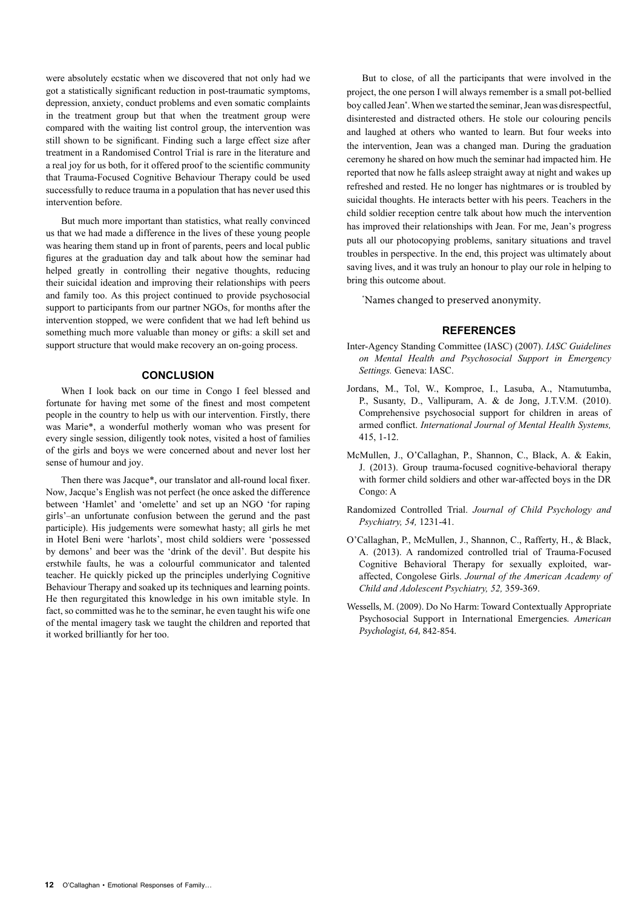were absolutely ecstatic when we discovered that not only had we got a statistically significant reduction in post-traumatic symptoms, depression, anxiety, conduct problems and even somatic complaints in the treatment group but that when the treatment group were compared with the waiting list control group, the intervention was still shown to be significant. Finding such a large effect size after treatment in a Randomised Control Trial is rare in the literature and a real joy for us both, for it offered proof to the scientific community that Trauma-Focused Cognitive Behaviour Therapy could be used successfully to reduce trauma in a population that has never used this intervention before.

But much more important than statistics, what really convinced us that we had made a difference in the lives of these young people was hearing them stand up in front of parents, peers and local public figures at the graduation day and talk about how the seminar had helped greatly in controlling their negative thoughts, reducing their suicidal ideation and improving their relationships with peers and family too. As this project continued to provide psychosocial support to participants from our partner NGOs, for months after the intervention stopped, we were confident that we had left behind us something much more valuable than money or gifts: a skill set and support structure that would make recovery an on-going process.

## CONCLUSION

When I look back on our time in Congo I feel blessed and fortunate for having met some of the finest and most competent people in the country to help us with our intervention. Firstly, there was Marie*, a wonderful motherly woman who was present for every single session, diligently took notes, visited a host of families of the girls and boys we were concerned about and never lost her sense of humour and joy.

Then there was Jacque*, our translator and all-round local fixer. Now, Jacque's English was not perfect (he once asked the difference between 'Hamlet' and 'omelette' and set up an NGO 'for raping girls'–an unfortunate confusion between the gerund and the past participle). His judgements were somewhat hasty; all girls he met in Hotel Beni were 'harlots', most child soldiers were 'possessed by demons' and beer was the 'drink of the devil'. But despite his erstwhile faults, he was a colourful communicator and talented teacher. He quickly picked up the principles underlying Cognitive Behaviour Therapy and soaked up its techniques and learning points. He then regurgitated this knowledge in his own imitable style. In fact, so committed was he to the seminar, he even taught his wife one of the mental imagery task we taught the children and reported that it worked brilliantly for her too.

But to close, of all the participants that were involved in the project, the one person I will always remember is a small pot-bellied boy called Jean*. When we started the seminar, Jean was disrespectful, disinterested and distracted others. He stole our colouring pencils and laughed at others who wanted to learn. But four weeks into the intervention, Jean was a changed man. During the graduation ceremony he shared on how much the seminar had impacted him. He reported that now he falls asleep straight away at night and wakes up refreshed and rested. He no longer has nightmares or is troubled by suicidal thoughts. He interacts better with his peers. Teachers in the child soldier reception centre talk about how much the intervention has improved their relationships with Jean. For me, Jean's progress puts all our photocopying problems, sanitary situations and travel troubles in perspective. In the end, this project was ultimately about saving lives, and it was truly an honour to play our role in helping to bring this outcome about.

*Names changed to preserved anonymity.

## REFERENCES

Inter-Agency Standing Committee (IASC) (2007). *IASC Guidelines on Mental Health and Psychosocial Support in Emergency Settings.* Geneva: IASC.

Jordans, M., Tol, W., Komproe, I., Lasuba, A., Ntamutumba, P., Susanty, D., Vallipuram, A. & de Jong, J.T.V.M. (2010). Comprehensive psychosocial support for children in areas of armed conflict. *International Journal of Mental Health Systems,* 415, 1-12.

McMullen, J., O'Callaghan, P., Shannon, C., Black, A. & Eakin, J. (2013). Group trauma-focused cognitive-behavioral therapy with former child soldiers and other war-affected boys in the DR Congo: A

Randomized Controlled Trial. *Journal of Child Psychology and Psychiatry, 54,* 1231-41.

O'Callaghan, P., McMullen, J., Shannon, C., Rafferty, H., & Black, A. (2013). A randomized controlled trial of Trauma-Focused Cognitive Behavioral Therapy for sexually exploited, war-affected, Congolese Girls. *Journal of the American Academy of Child and Adolescent Psychiatry, 52,* 359-369.

Wessells, M. (2009). Do No Harm: Toward Contextually Appropriate Psychosocial Support in International Emergencies. *American Psychologist, 64,* 842-854.